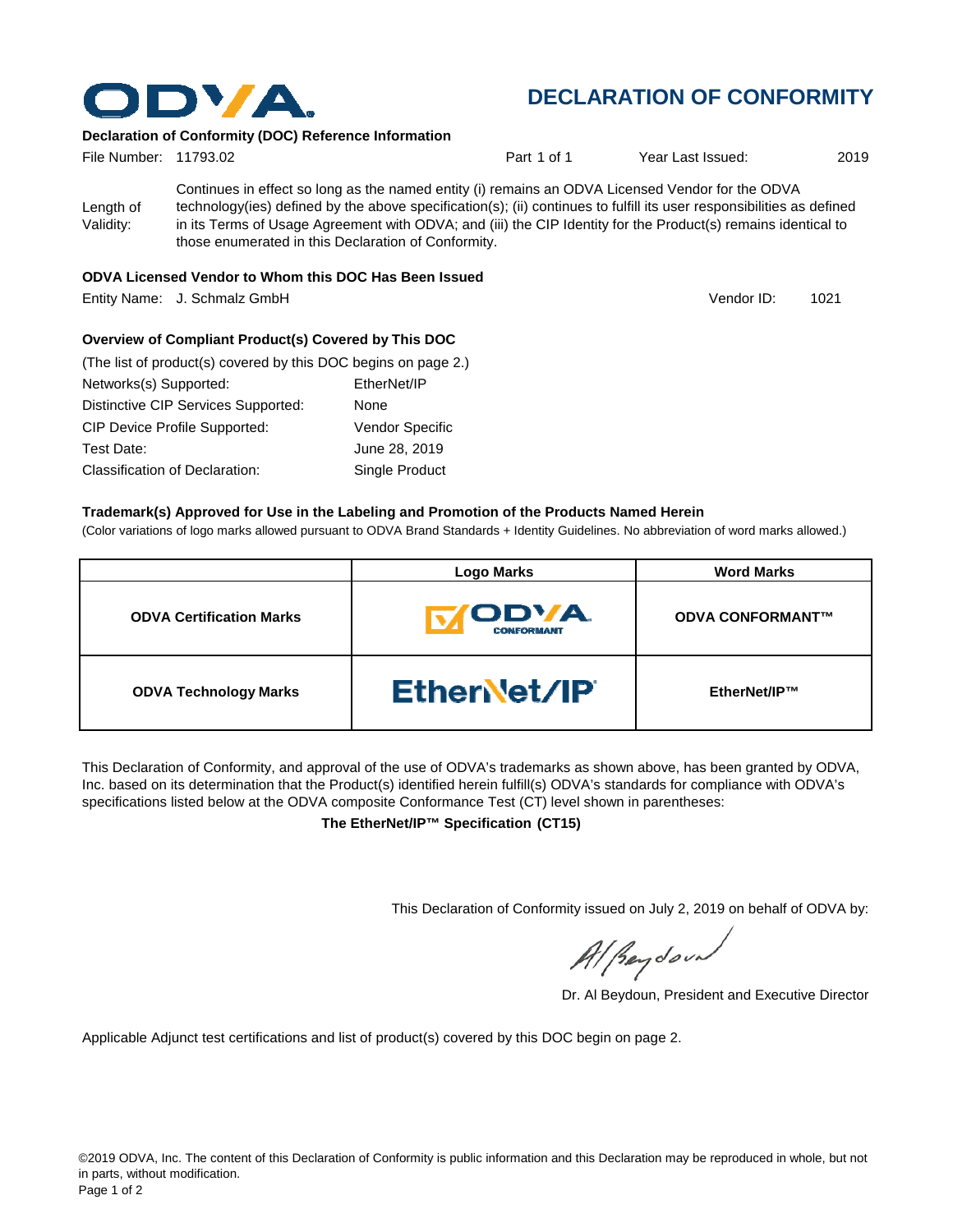# DECLARATION OF CONFORMITY

**Declaration of Conformity (DOC) Reference Information**

File Number: 11793.02 | Part 1 of 1 | Year Last Issued: 2019

Length of Validity: Continues in effect so long as the named entity (i) remains an ODVA Licensed Vendor for the ODVA technology(ies) defined by the above specification(s); (ii) continues to fulfill its user responsibilities as defined in its Terms of Usage Agreement with ODVA; and (iii) the CIP Identity for the Product(s) remains identical to those enumerated in this Declaration of Conformity.

**ODVA Licensed Vendor to Whom this DOC Has Been Issued**

Entity Name: J. Schmalz GmbH | Vendor ID: 1021

**Overview of Compliant Product(s) Covered by This DOC**

(The list of product(s) covered by this DOC begins on page 2.)

| | |
|---|---|
| Networks(s) Supported: | EtherNet/IP |
| Distinctive CIP Services Supported: | None |
| CIP Device Profile Supported: | Vendor Specific |
| Test Date: | June 28, 2019 |
| Classification of Declaration: | Single Product |

**Trademark(s) Approved for Use in the Labeling and Promotion of the Products Named Herein**

(Color variations of logo marks allowed pursuant to ODVA Brand Standards + Identity Guidelines. No abbreviation of word marks allowed.)

| | Logo Marks | Word Marks |
|---|---|---|
| **ODVA Certification Marks** | ODVA CONFORMANT | **ODVA CONFORMANT™** |
| **ODVA Technology Marks** | EtherNet/IP | **EtherNet/IP™** |

This Declaration of Conformity, and approval of the use of ODVA's trademarks as shown above, has been granted by ODVA, Inc. based on its determination that the Product(s) identified herein fulfill(s) ODVA's standards for compliance with ODVA's specifications listed below at the ODVA composite Conformance Test (CT) level shown in parentheses:

**The EtherNet/IP™ Specification (CT15)**

This Declaration of Conformity issued on July 2, 2019 on behalf of ODVA by:

Dr. Al Beydoun, President and Executive Director

Applicable Adjunct test certifications and list of product(s) covered by this DOC begin on page 2.

©2019 ODVA, Inc. The content of this Declaration of Conformity is public information and this Declaration may be reproduced in whole, but not in parts, without modification.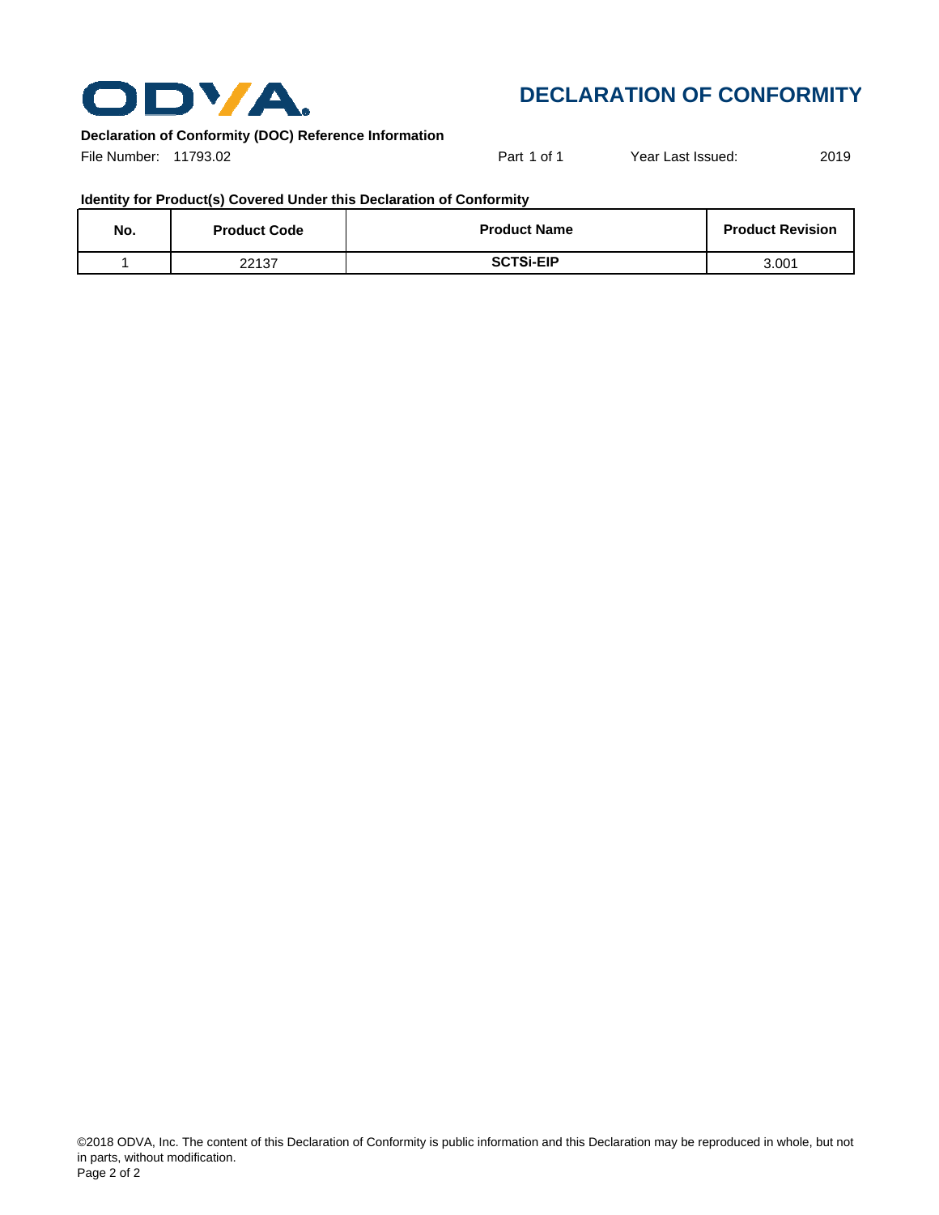# DECLARATION OF CONFORMITY

**Declaration of Conformity (DOC) Reference Information**

File Number: 11793.02 | Part 1 of 1 | Year Last Issued: 2019

**Identity for Product(s) Covered Under this Declaration of Conformity**

| No. | Product Code | Product Name | Product Revision |
|---|---|---|---|
| 1 | 22137 | **SCTSi-EIP** | 3.001 |

©2018 ODVA, Inc. The content of this Declaration of Conformity is public information and this Declaration may be reproduced in whole, but not in parts, without modification.